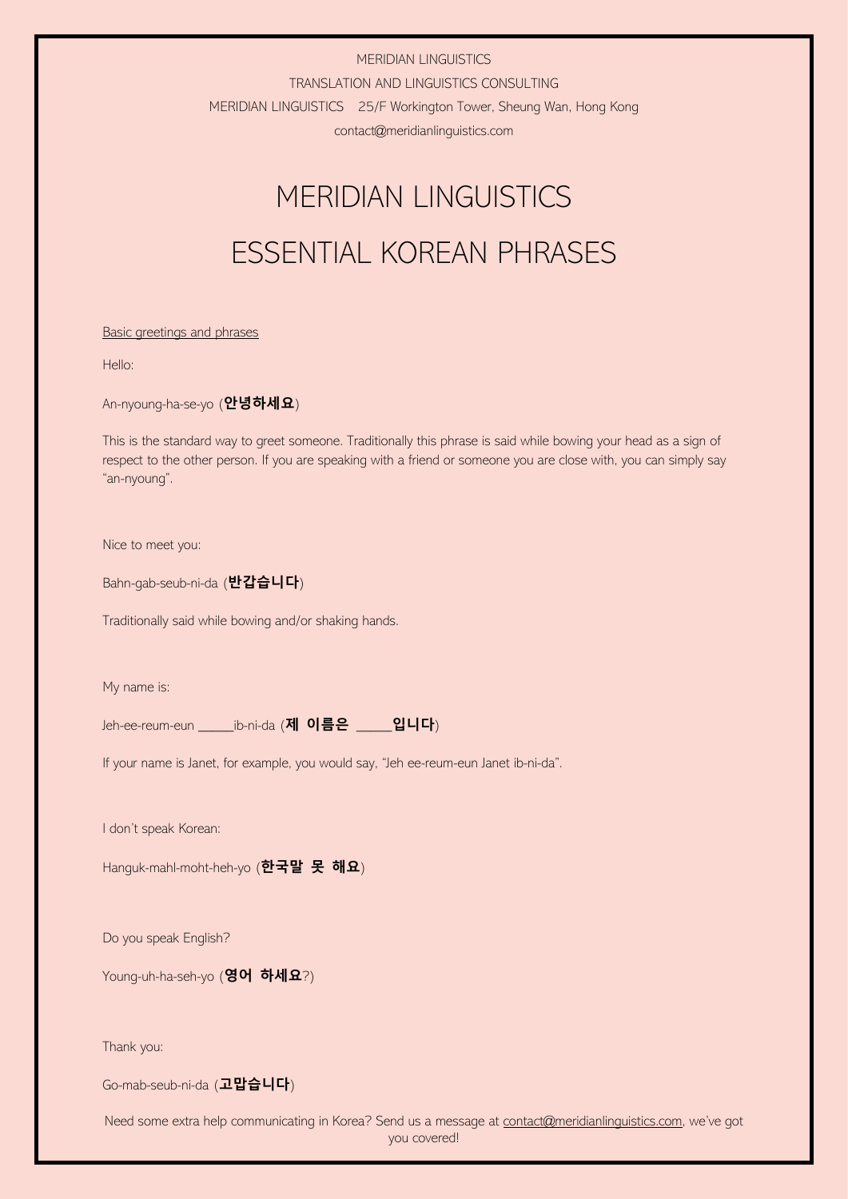MERIDIAN LINGUISTICS

TRANSLATION AND LINGUISTICS CONSULTING

MERIDIAN LINGUISTICS 25/F Workington Tower, Sheung Wan, Hong Kong

contact@meridianlinguistics.com

# MERIDIAN LINGUISTICS

# ESSENTIAL KOREAN PHRASES

<u>Basic greetings and phrases</u>

Hello:

An-nyoung-ha-se-yo (**안녕하세요**)

This is the standard way to greet someone. Traditionally this phrase is said while bowing your head as a sign of respect to the other person. If you are speaking with a friend or someone you are close with, you can simply say "an-nyoung".

Nice to meet you:

Bahn-gab-seub-ni-da (**반갑습니다**)

Traditionally said while bowing and/or shaking hands.

My name is:

Jeh-ee-reum-eun _____ib-ni-da (**제 이름은 _____입니다**)

If your name is Janet, for example, you would say, "Jeh ee-reum-eun Janet ib-ni-da".

I don't speak Korean:

Hanguk-mahl-moht-heh-yo (**한국말 못 해요**)

Do you speak English?

Young-uh-ha-seh-yo (**영어 하세요**?)

Thank you:

Go-mab-seub-ni-da (**고맙습니다**)

Need some extra help communicating in Korea? Send us a message at contact@meridianlinguistics.com, we've got you covered!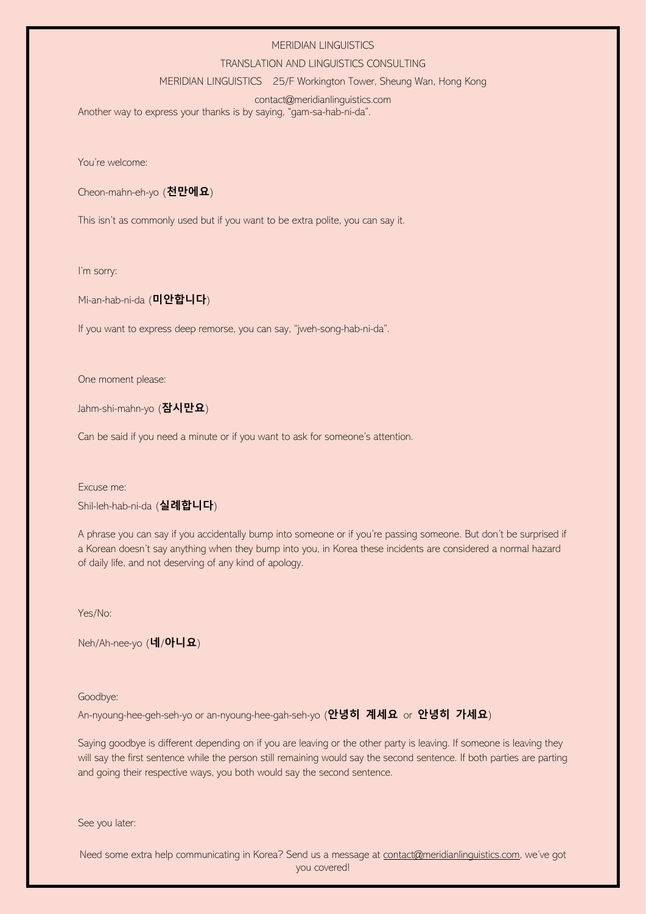Another way to express your thanks is by saying, "gam-sa-hab-ni-da".

You're welcome:

Cheon-mahn-eh-yo (**천만에요**)

This isn't as commonly used but if you want to be extra polite, you can say it.

I'm sorry:

Mi-an-hab-ni-da (**미안합니다**)

If you want to express deep remorse, you can say, "jweh-song-hab-ni-da".

One moment please:

Jahm-shi-mahn-yo (**잠시만요**)

Can be said if you need a minute or if you want to ask for someone's attention.

Excuse me:

Shil-leh-hab-ni-da (**실례합니다**)

A phrase you can say if you accidentally bump into someone or if you're passing someone. But don't be surprised if a Korean doesn't say anything when they bump into you, in Korea these incidents are considered a normal hazard of daily life, and not deserving of any kind of apology.

Yes/No:

Neh/Ah-nee-yo (**네**/**아니요**)

Goodbye:

An-nyoung-hee-geh-seh-yo or an-nyoung-hee-gah-seh-yo (**안녕히 계세요** or **안녕히 가세요**)

Saying goodbye is different depending on if you are leaving or the other party is leaving. If someone is leaving they will say the first sentence while the person still remaining would say the second sentence. If both parties are parting and going their respective ways, you both would say the second sentence.

See you later:

Need some extra help communicating in Korea? Send us a message at contact@meridianlinguistics.com, we've got you covered!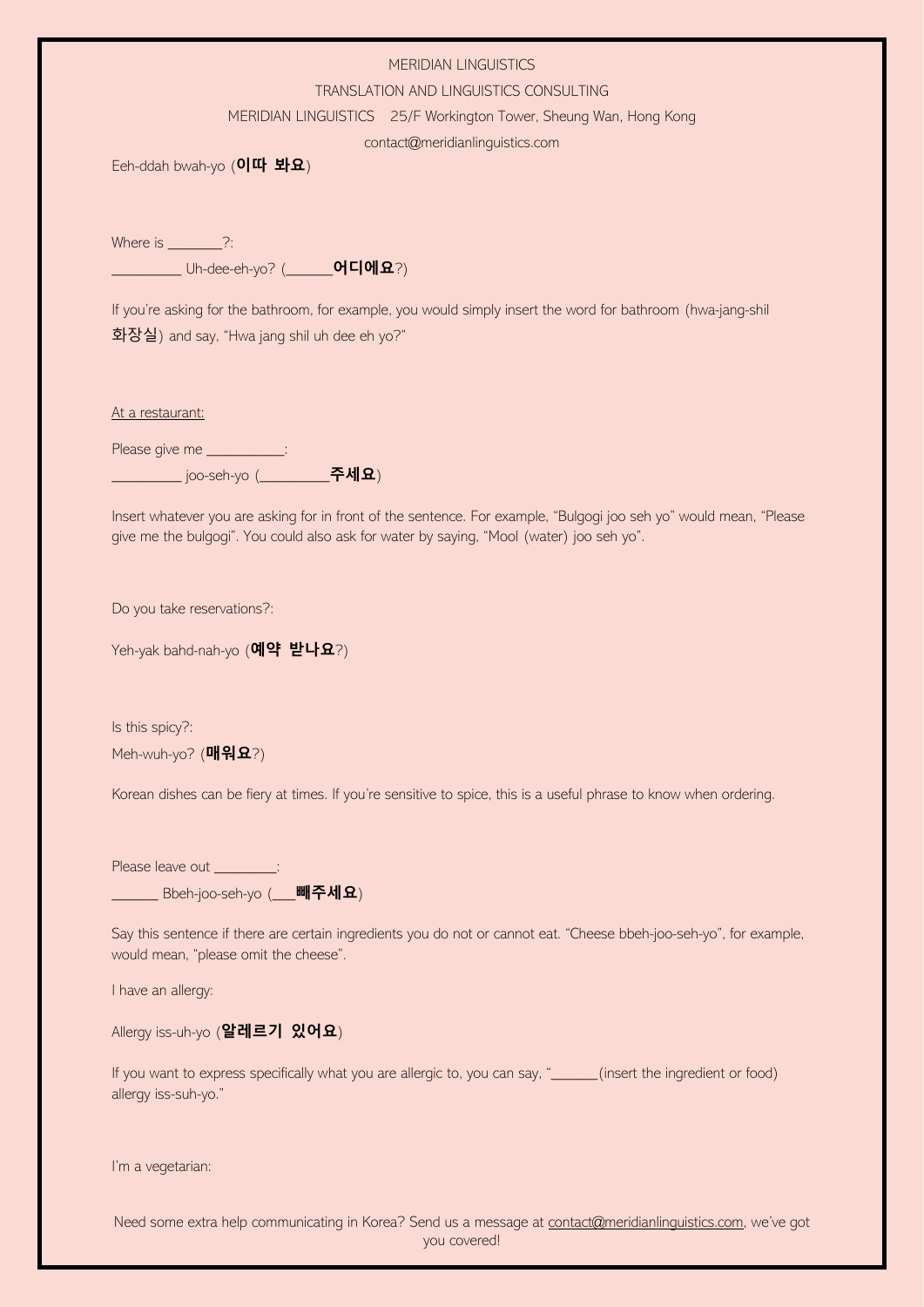Eeh-ddah bwah-yo (**이따 봐요**)

Where is _______?:

_________ Uh-dee-eh-yo? (______**어디에요**?)

If you're asking for the bathroom, for example, you would simply insert the word for bathroom (hwa-jang-shil **화장실**) and say, "Hwa jang shil uh dee eh yo?"

At a restaurant:

Please give me __________:

_________ joo-seh-yo (_________**주세요**)

Insert whatever you are asking for in front of the sentence. For example, "Bulgogi joo seh yo" would mean, "Please give me the bulgogi". You could also ask for water by saying, "Mool (water) joo seh yo".

Do you take reservations?:

Yeh-yak bahd-nah-yo (**예약 받나요**?)

Is this spicy?:

Meh-wuh-yo? (**매워요**?)

Korean dishes can be fiery at times. If you're sensitive to spice, this is a useful phrase to know when ordering.

Please leave out ________:

______ Bbeh-joo-seh-yo (___**빼주세요**)

Say this sentence if there are certain ingredients you do not or cannot eat. "Cheese bbeh-joo-seh-yo", for example, would mean, "please omit the cheese".

I have an allergy:

Allergy iss-uh-yo (**알레르기 있어요**)

If you want to express specifically what you are allergic to, you can say, "______(insert the ingredient or food) allergy iss-suh-yo."

I'm a vegetarian: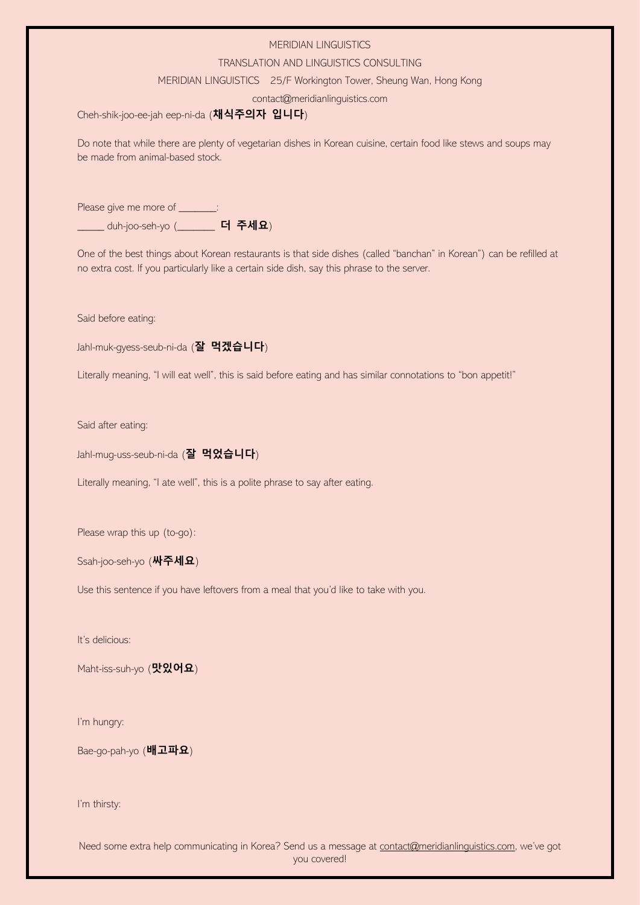Cheh-shik-joo-ee-jah eep-ni-da (**채식주의자 입니다**)

Do note that while there are plenty of vegetarian dishes in Korean cuisine, certain food like stews and soups may be made from animal-based stock.

Please give me more of _______:

_____ duh-joo-seh-yo (_______ **더 주세요**)

One of the best things about Korean restaurants is that side dishes (called "banchan" in Korean") can be refilled at no extra cost. If you particularly like a certain side dish, say this phrase to the server.

Said before eating:

Jahl-muk-gyess-seub-ni-da (**잘 먹겠습니다**)

Literally meaning, "I will eat well", this is said before eating and has similar connotations to "bon appetit!"

Said after eating:

Jahl-mug-uss-seub-ni-da (**잘 먹었습니다**)

Literally meaning, "I ate well", this is a polite phrase to say after eating.

Please wrap this up (to-go):

Ssah-joo-seh-yo (**싸주세요**)

Use this sentence if you have leftovers from a meal that you'd like to take with you.

It's delicious:

Maht-iss-suh-yo (**맛있어요**)

I'm hungry:

Bae-go-pah-yo (**배고파요**)

I'm thirsty:

Need some extra help communicating in Korea? Send us a message at contact@meridianlinguistics.com, we've got you covered!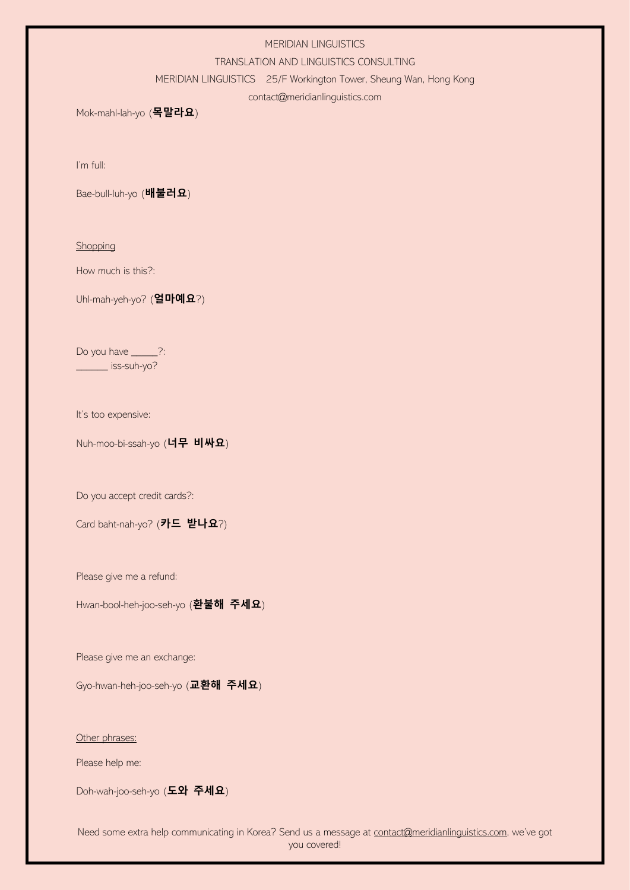Mok-mahl-lah-yo (**목말라요**)

I'm full:

Bae-bull-luh-yo (**배불러요**)

<u>Shopping</u>

How much is this?:

Uhl-mah-yeh-yo? (**얼마예요**?)

Do you have _____?:
______ iss-suh-yo?

It's too expensive:

Nuh-moo-bi-ssah-yo (**너무 비싸요**)

Do you accept credit cards?:

Card baht-nah-yo? (**카드 받나요**?)

Please give me a refund:

Hwan-bool-heh-joo-seh-yo (**환불해 주세요**)

Please give me an exchange:

Gyo-hwan-heh-joo-seh-yo (**교환해 주세요**)

<u>Other phrases:</u>

Please help me:

Doh-wah-joo-seh-yo (**도와 주세요**)

Need some extra help communicating in Korea? Send us a message at contact@meridianlinguistics.com, we've got you covered!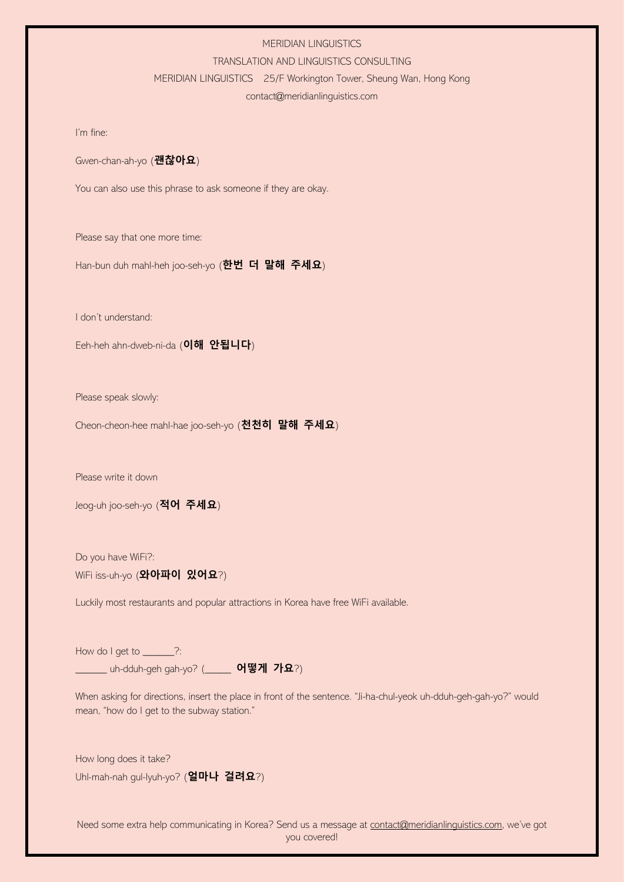I'm fine:

Gwen-chan-ah-yo (**괜찮아요**)

You can also use this phrase to ask someone if they are okay.

Please say that one more time:

Han-bun duh mahl-heh joo-seh-yo (**한번 더 말해 주세요**)

I don't understand:

Eeh-heh ahn-dweb-ni-da (**이해 안됩니다**)

Please speak slowly:

Cheon-cheon-hee mahl-hae joo-seh-yo (**천천히 말해 주세요**)

Please write it down

Jeog-uh joo-seh-yo (**적어 주세요**)

Do you have WiFi?:

WiFi iss-uh-yo (**와아파이 있어요**?)

Luckily most restaurants and popular attractions in Korea have free WiFi available.

How do I get to ______?:

______ uh-dduh-geh gah-yo? (_____ **어떻게 가요**?)

When asking for directions, insert the place in front of the sentence. "Ji-ha-chul-yeok uh-dduh-geh-gah-yo?" would mean, "how do I get to the subway station."

How long does it take?

Uhl-mah-nah gul-lyuh-yo? (**얼마나 걸려요**?)

Need some extra help communicating in Korea? Send us a message at contact@meridianlinguistics.com, we've got you covered!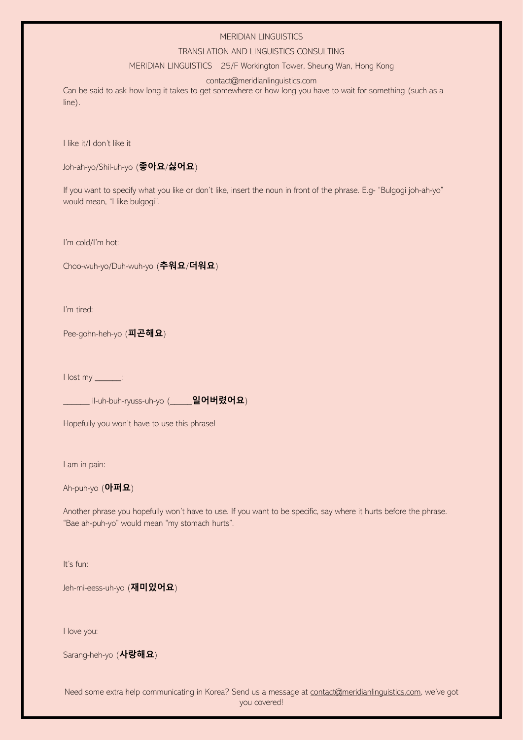Can be said to ask how long it takes to get somewhere or how long you have to wait for something (such as a line).

I like it/I don't like it

Joh-ah-yo/Shil-uh-yo (**좋아요**/**싫어요**)

If you want to specify what you like or don't like, insert the noun in front of the phrase. E.g- "Bulgogi joh-ah-yo" would mean, "I like bulgogi".

I'm cold/I'm hot:

Choo-wuh-yo/Duh-wuh-yo (**추워요**/**더워요**)

I'm tired:

Pee-gohn-heh-yo (**피곤해요**)

I lost my ______:

______ il-uh-buh-ryuss-uh-yo (_____**잃어버렸어요**)

Hopefully you won't have to use this phrase!

I am in pain:

Ah-puh-yo (**아퍼요**)

Another phrase you hopefully won't have to use. If you want to be specific, say where it hurts before the phrase. "Bae ah-puh-yo" would mean "my stomach hurts".

It's fun:

Jeh-mi-eess-uh-yo (**재미있어요**)

I love you:

Sarang-heh-yo (**사랑해요**)

Need some extra help communicating in Korea? Send us a message at contact@meridianlinguistics.com, we've got you covered!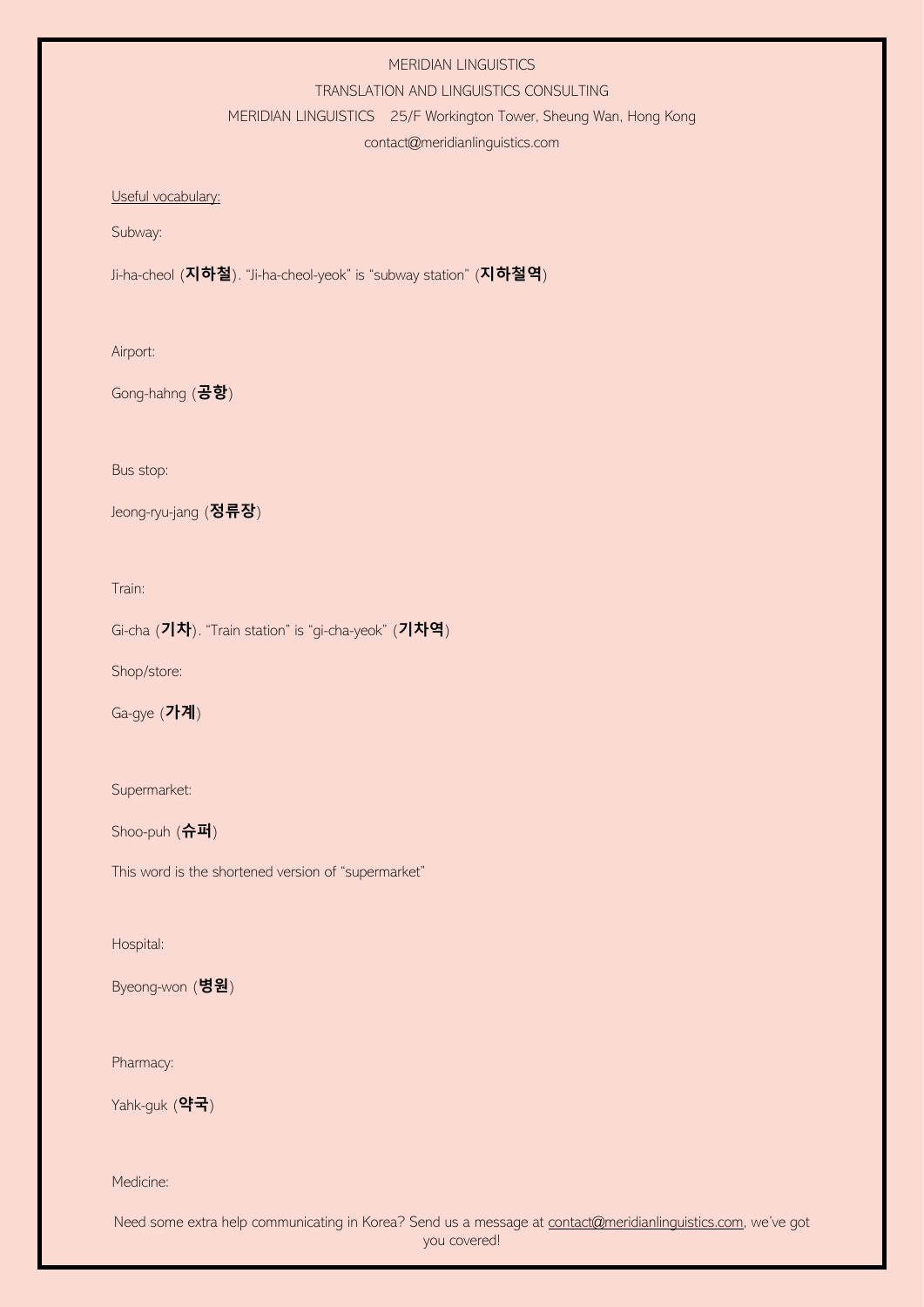MERIDIAN LINGUISTICS

TRANSLATION AND LINGUISTICS CONSULTING

MERIDIAN LINGUISTICS 25/F Workington Tower, Sheung Wan, Hong Kong

contact@meridianlinguistics.com

<u>Useful vocabulary:</u>

Subway:

Ji-ha-cheol (**지하철**). "Ji-ha-cheol-yeok" is "subway station" (**지하철역**)

Airport:

Gong-hahng (**공항**)

Bus stop:

Jeong-ryu-jang (**정류장**)

Train:

Gi-cha (**기차**). "Train station" is "gi-cha-yeok" (**기차역**)

Shop/store:

Ga-gye (**가계**)

Supermarket:

Shoo-puh (**슈퍼**)

This word is the shortened version of "supermarket"

Hospital:

Byeong-won (**병원**)

Pharmacy:

Yahk-guk (**약국**)

Medicine:

Need some extra help communicating in Korea? Send us a message at contact@meridianlinguistics.com, we've got you covered!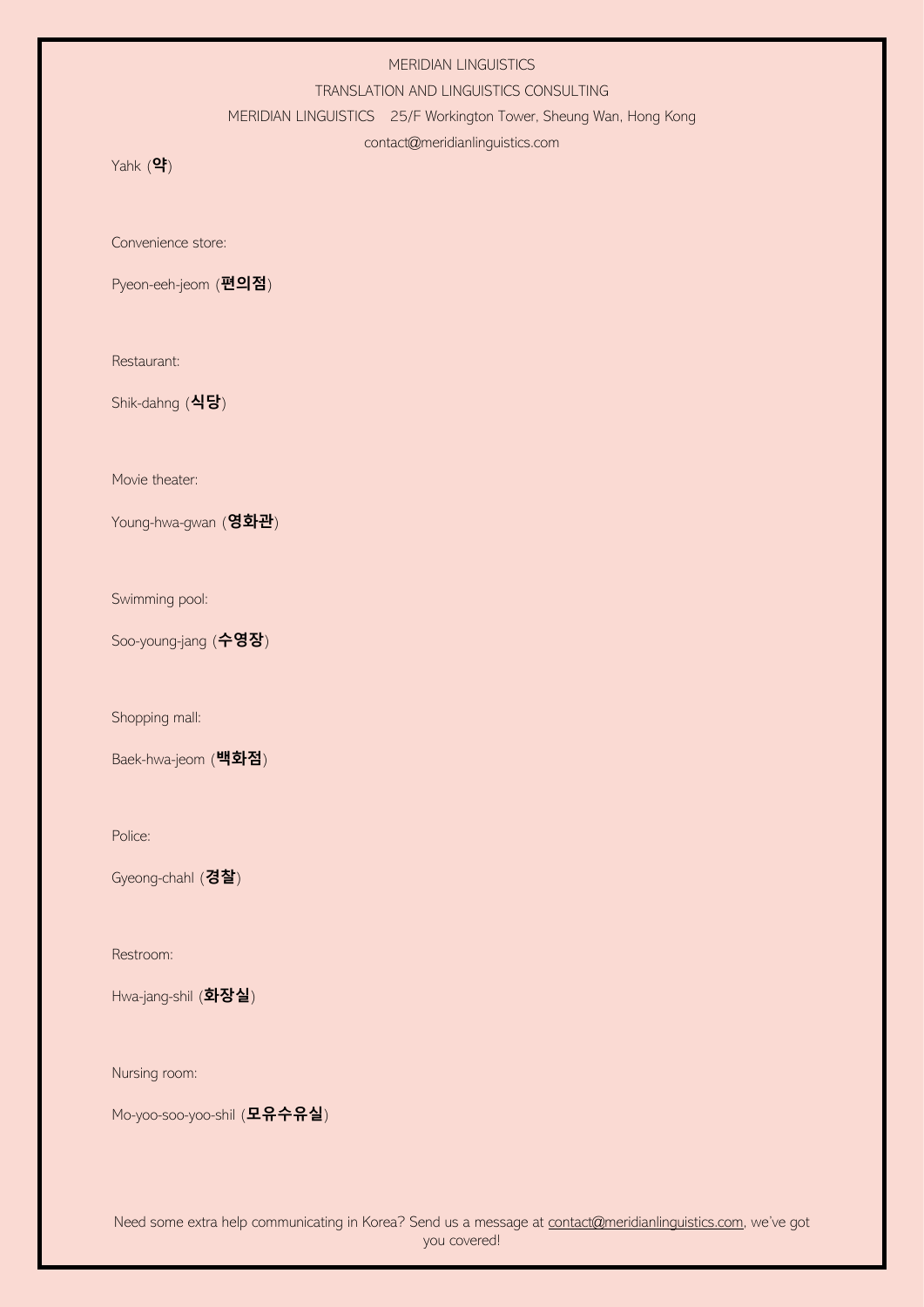Yahk (**약**)

Convenience store:

Pyeon-eeh-jeom (**편의점**)

Restaurant:

Shik-dahng (**식당**)

Movie theater:

Young-hwa-gwan (**영화관**)

Swimming pool:

Soo-young-jang (**수영장**)

Shopping mall:

Baek-hwa-jeom (**백화점**)

Police:

Gyeong-chahl (**경찰**)

Restroom:

Hwa-jang-shil (**화장실**)

Nursing room:

Mo-yoo-soo-yoo-shil (**모유수유실**)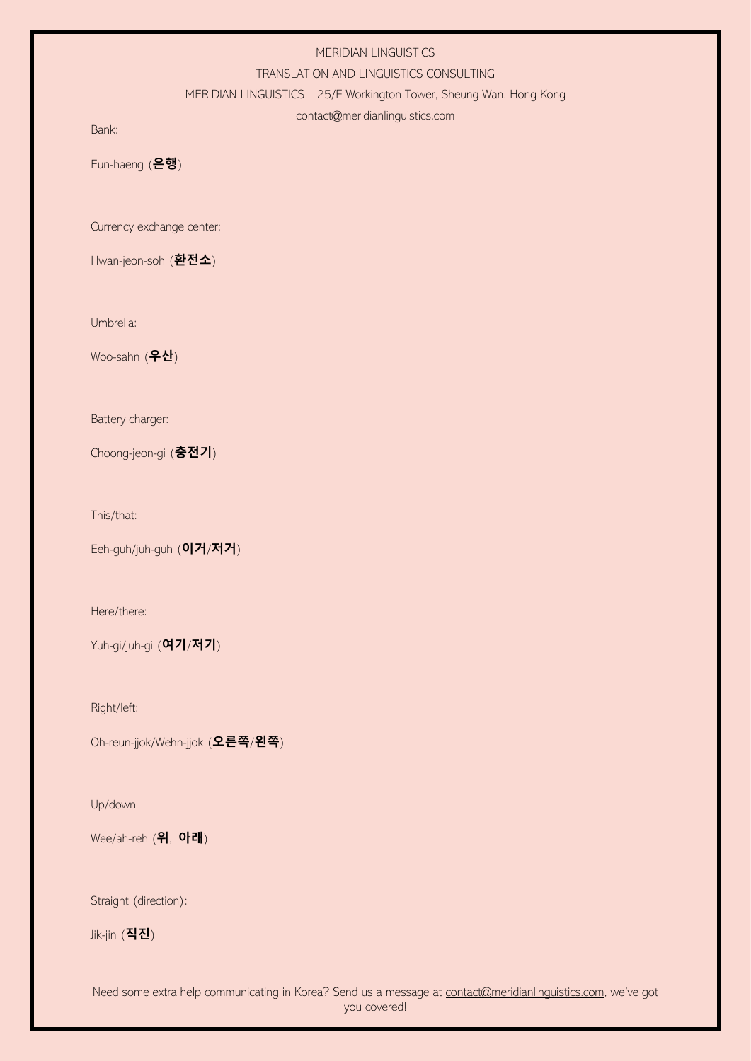Bank:

Eun-haeng (**은행**)

Currency exchange center:

Hwan-jeon-soh (**환전소**)

Umbrella:

Woo-sahn (**우산**)

Battery charger:

Choong-jeon-gi (**충전기**)

This/that:

Eeh-guh/juh-guh (**이거**/**저거**)

Here/there:

Yuh-gi/juh-gi (**여기**/**저기**)

Right/left:

Oh-reun-jjok/Wehn-jjok (**오른쪽**/**왼쪽**)

Up/down

Wee/ah-reh (**위**, **아래**)

Straight (direction):

Jik-jin (**직진**)

Need some extra help communicating in Korea? Send us a message at contact@meridianlinguistics.com, we've got you covered!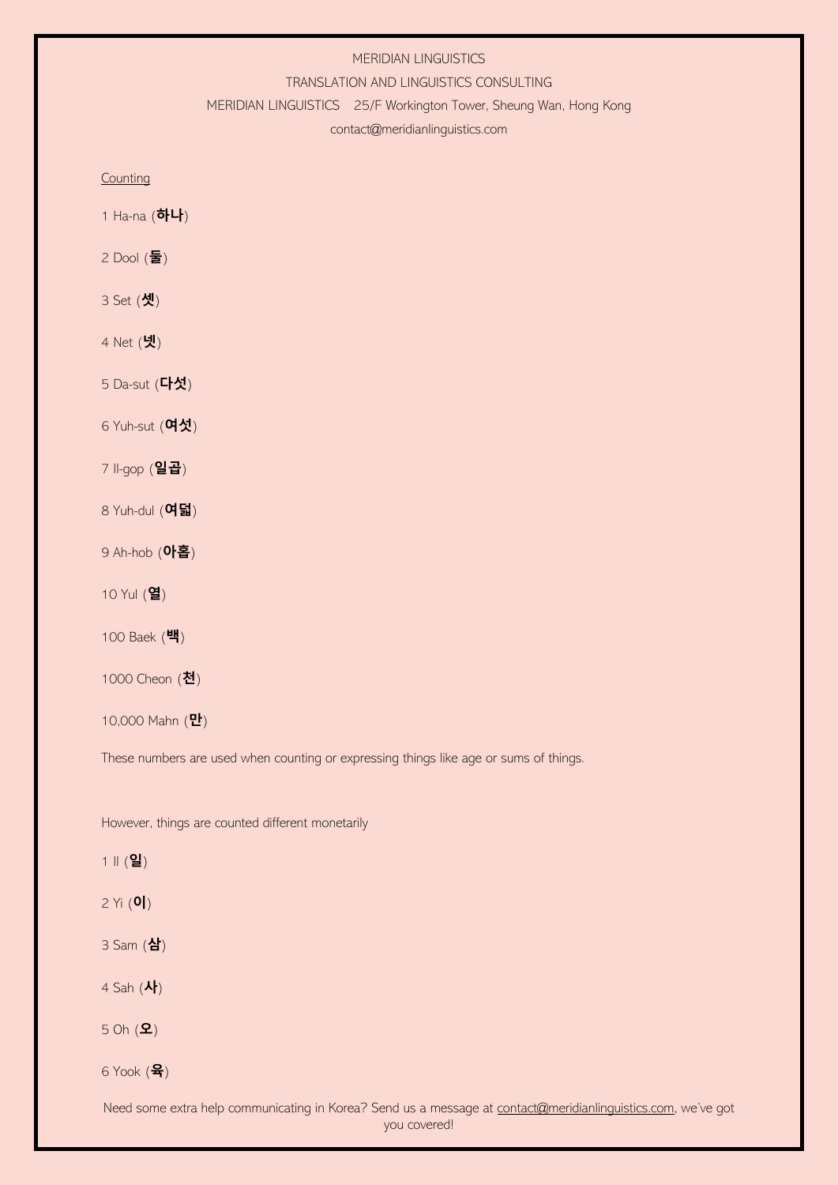MERIDIAN LINGUISTICS

TRANSLATION AND LINGUISTICS CONSULTING

MERIDIAN LINGUISTICS 25/F Workington Tower, Sheung Wan, Hong Kong

contact@meridianlinguistics.com

Counting

1 Ha-na (**하나**)

2 Dool (**둘**)

3 Set (**셋**)

4 Net (**넷**)

5 Da-sut (**다섯**)

6 Yuh-sut (**여섯**)

7 Il-gop (**일곱**)

8 Yuh-dul (**여덟**)

9 Ah-hob (**아홉**)

10 Yul (**열**)

100 Baek (**백**)

1000 Cheon (**천**)

10,000 Mahn (**만**)

These numbers are used when counting or expressing things like age or sums of things.

However, things are counted different monetarily

1 Il (**일**)

2 Yi (**이**)

3 Sam (**삼**)

4 Sah (**사**)

5 Oh (**오**)

6 Yook (**육**)

Need some extra help communicating in Korea? Send us a message at contact@meridianlinguistics.com, we've got you covered!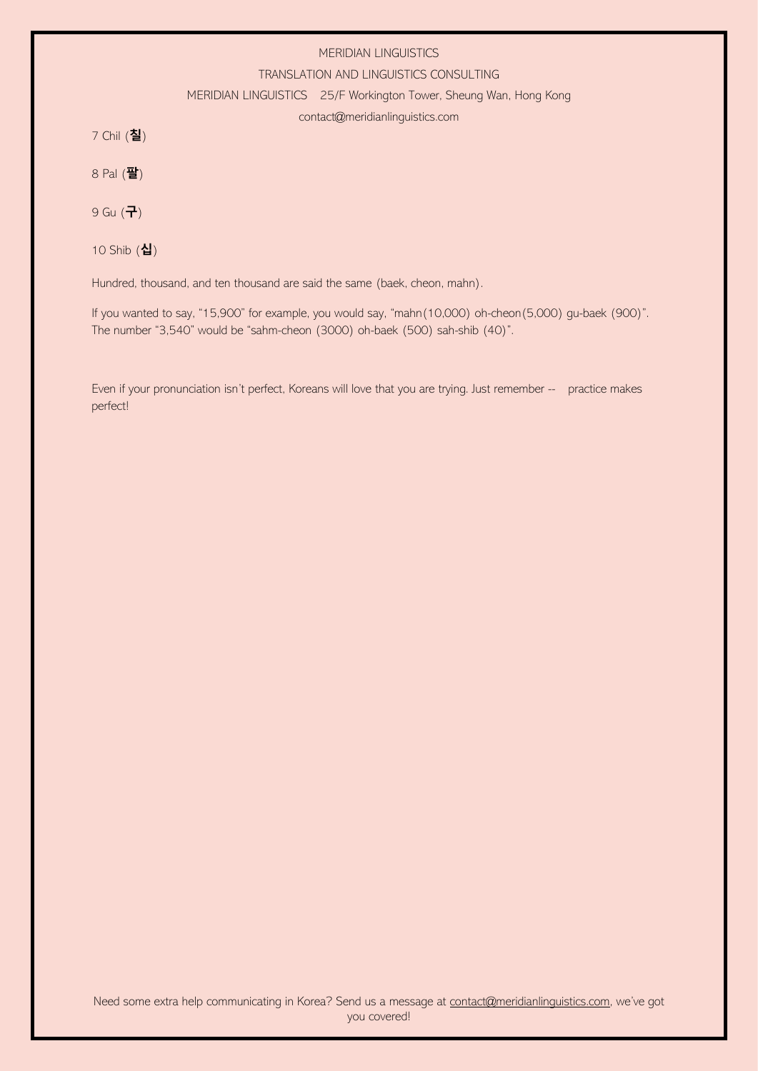7 Chil (**칠**)

8 Pal (**팔**)

9 Gu (**구**)

10 Shib (**십**)

Hundred, thousand, and ten thousand are said the same (baek, cheon, mahn).

If you wanted to say, "15,900" for example, you would say, "mahn(10,000) oh-cheon(5,000) gu-baek (900)". The number "3,540" would be "sahm-cheon (3000) oh-baek (500) sah-shib (40)".

Even if your pronunciation isn't perfect, Koreans will love that you are trying. Just remember -- practice makes perfect!